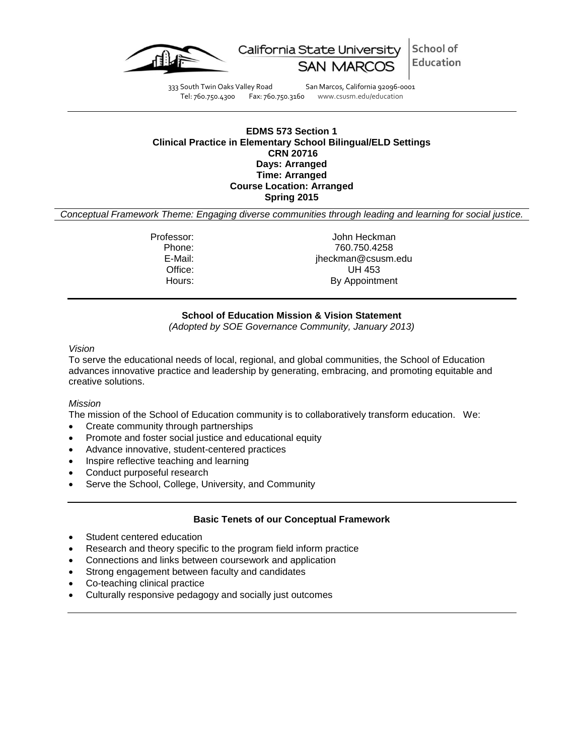California State University SAN MARCOS | School of Education

333 South Twin Oaks Valley Road San Marcos, California 92096-0001
Tel: 760.750.4300 Fax: 760.750.3160 www.csusm.edu/education

**EDMS 573 Section 1**
**Clinical Practice in Elementary School Bilingual/ELD Settings**
**CRN 20716**
**Days: Arranged**
**Time: Arranged**
**Course Location: Arranged**
**Spring 2015**

*Conceptual Framework Theme: Engaging diverse communities through leading and learning for social justice.*

| | |
|---|---|
| Professor: | John Heckman |
| Phone: | 760.750.4258 |
| E-Mail: | jheckman@csusm.edu |
| Office: | UH 453 |
| Hours: | By Appointment |

## School of Education Mission & Vision Statement

*(Adopted by SOE Governance Community, January 2013)*

*Vision*

To serve the educational needs of local, regional, and global communities, the School of Education advances innovative practice and leadership by generating, embracing, and promoting equitable and creative solutions.

*Mission*

The mission of the School of Education community is to collaboratively transform education. We:

- Create community through partnerships
- Promote and foster social justice and educational equity
- Advance innovative, student-centered practices
- Inspire reflective teaching and learning
- Conduct purposeful research
- Serve the School, College, University, and Community

## Basic Tenets of our Conceptual Framework

- Student centered education
- Research and theory specific to the program field inform practice
- Connections and links between coursework and application
- Strong engagement between faculty and candidates
- Co-teaching clinical practice
- Culturally responsive pedagogy and socially just outcomes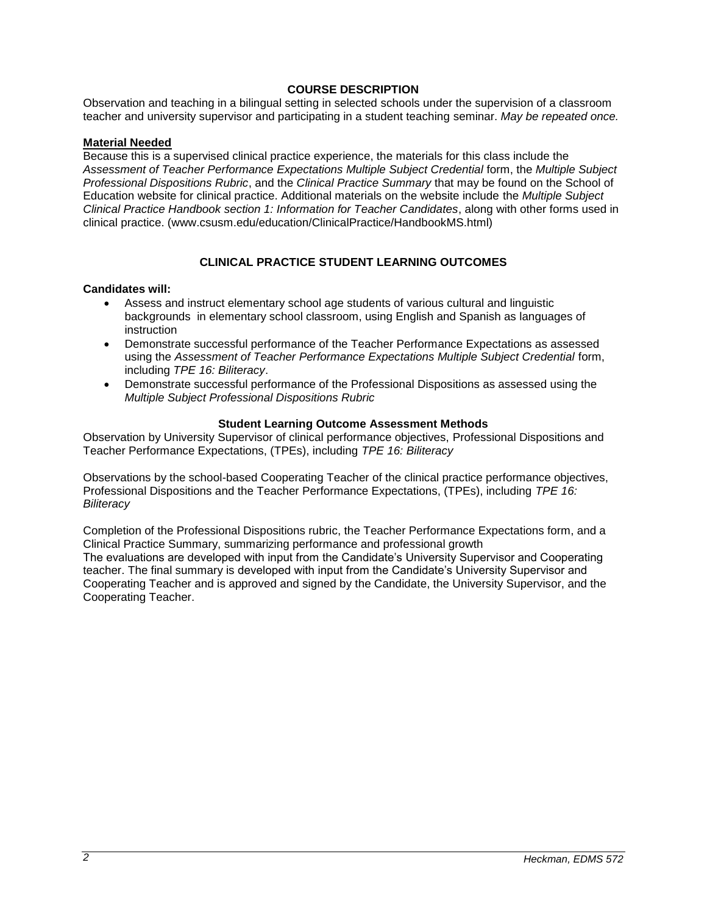## COURSE DESCRIPTION

Observation and teaching in a bilingual setting in selected schools under the supervision of a classroom teacher and university supervisor and participating in a student teaching seminar. *May be repeated once.*

### Material Needed

Because this is a supervised clinical practice experience, the materials for this class include the *Assessment of Teacher Performance Expectations Multiple Subject Credential* form, the *Multiple Subject Professional Dispositions Rubric*, and the *Clinical Practice Summary* that may be found on the School of Education website for clinical practice. Additional materials on the website include the *Multiple Subject Clinical Practice Handbook section 1: Information for Teacher Candidates*, along with other forms used in clinical practice. (www.csusm.edu/education/ClinicalPractice/HandbookMS.html)

## CLINICAL PRACTICE STUDENT LEARNING OUTCOMES

**Candidates will:**

- Assess and instruct elementary school age students of various cultural and linguistic backgrounds in elementary school classroom, using English and Spanish as languages of instruction
- Demonstrate successful performance of the Teacher Performance Expectations as assessed using the *Assessment of Teacher Performance Expectations Multiple Subject Credential* form, including *TPE 16: Biliteracy*.
- Demonstrate successful performance of the Professional Dispositions as assessed using the *Multiple Subject Professional Dispositions Rubric*

### Student Learning Outcome Assessment Methods

Observation by University Supervisor of clinical performance objectives, Professional Dispositions and Teacher Performance Expectations, (TPEs), including *TPE 16: Biliteracy*

Observations by the school-based Cooperating Teacher of the clinical practice performance objectives, Professional Dispositions and the Teacher Performance Expectations, (TPEs), including *TPE 16: Biliteracy*

Completion of the Professional Dispositions rubric, the Teacher Performance Expectations form, and a Clinical Practice Summary, summarizing performance and professional growth
The evaluations are developed with input from the Candidate's University Supervisor and Cooperating teacher. The final summary is developed with input from the Candidate's University Supervisor and Cooperating Teacher and is approved and signed by the Candidate, the University Supervisor, and the Cooperating Teacher.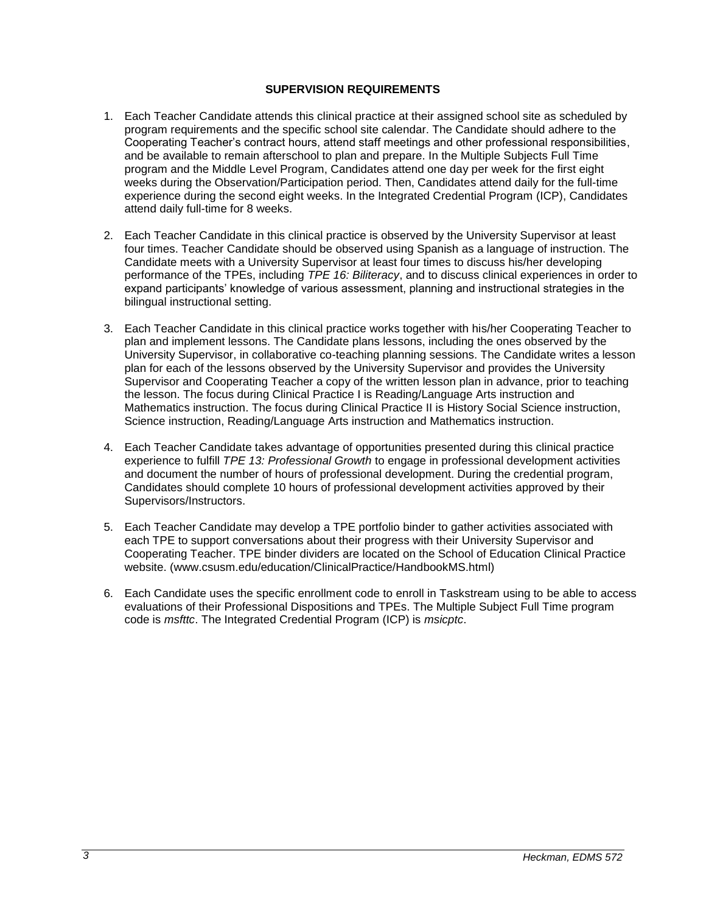## SUPERVISION REQUIREMENTS

1. Each Teacher Candidate attends this clinical practice at their assigned school site as scheduled by program requirements and the specific school site calendar. The Candidate should adhere to the Cooperating Teacher's contract hours, attend staff meetings and other professional responsibilities, and be available to remain afterschool to plan and prepare. In the Multiple Subjects Full Time program and the Middle Level Program, Candidates attend one day per week for the first eight weeks during the Observation/Participation period. Then, Candidates attend daily for the full-time experience during the second eight weeks. In the Integrated Credential Program (ICP), Candidates attend daily full-time for 8 weeks.

2. Each Teacher Candidate in this clinical practice is observed by the University Supervisor at least four times. Teacher Candidate should be observed using Spanish as a language of instruction. The Candidate meets with a University Supervisor at least four times to discuss his/her developing performance of the TPEs, including *TPE 16: Biliteracy*, and to discuss clinical experiences in order to expand participants' knowledge of various assessment, planning and instructional strategies in the bilingual instructional setting.

3. Each Teacher Candidate in this clinical practice works together with his/her Cooperating Teacher to plan and implement lessons. The Candidate plans lessons, including the ones observed by the University Supervisor, in collaborative co-teaching planning sessions. The Candidate writes a lesson plan for each of the lessons observed by the University Supervisor and provides the University Supervisor and Cooperating Teacher a copy of the written lesson plan in advance, prior to teaching the lesson. The focus during Clinical Practice I is Reading/Language Arts instruction and Mathematics instruction. The focus during Clinical Practice II is History Social Science instruction, Science instruction, Reading/Language Arts instruction and Mathematics instruction.

4. Each Teacher Candidate takes advantage of opportunities presented during this clinical practice experience to fulfill *TPE 13: Professional Growth* to engage in professional development activities and document the number of hours of professional development. During the credential program, Candidates should complete 10 hours of professional development activities approved by their Supervisors/Instructors.

5. Each Teacher Candidate may develop a TPE portfolio binder to gather activities associated with each TPE to support conversations about their progress with their University Supervisor and Cooperating Teacher. TPE binder dividers are located on the School of Education Clinical Practice website. (www.csusm.edu/education/ClinicalPractice/HandbookMS.html)

6. Each Candidate uses the specific enrollment code to enroll in Taskstream using to be able to access evaluations of their Professional Dispositions and TPEs. The Multiple Subject Full Time program code is *msfttc*. The Integrated Credential Program (ICP) is *msicptc*.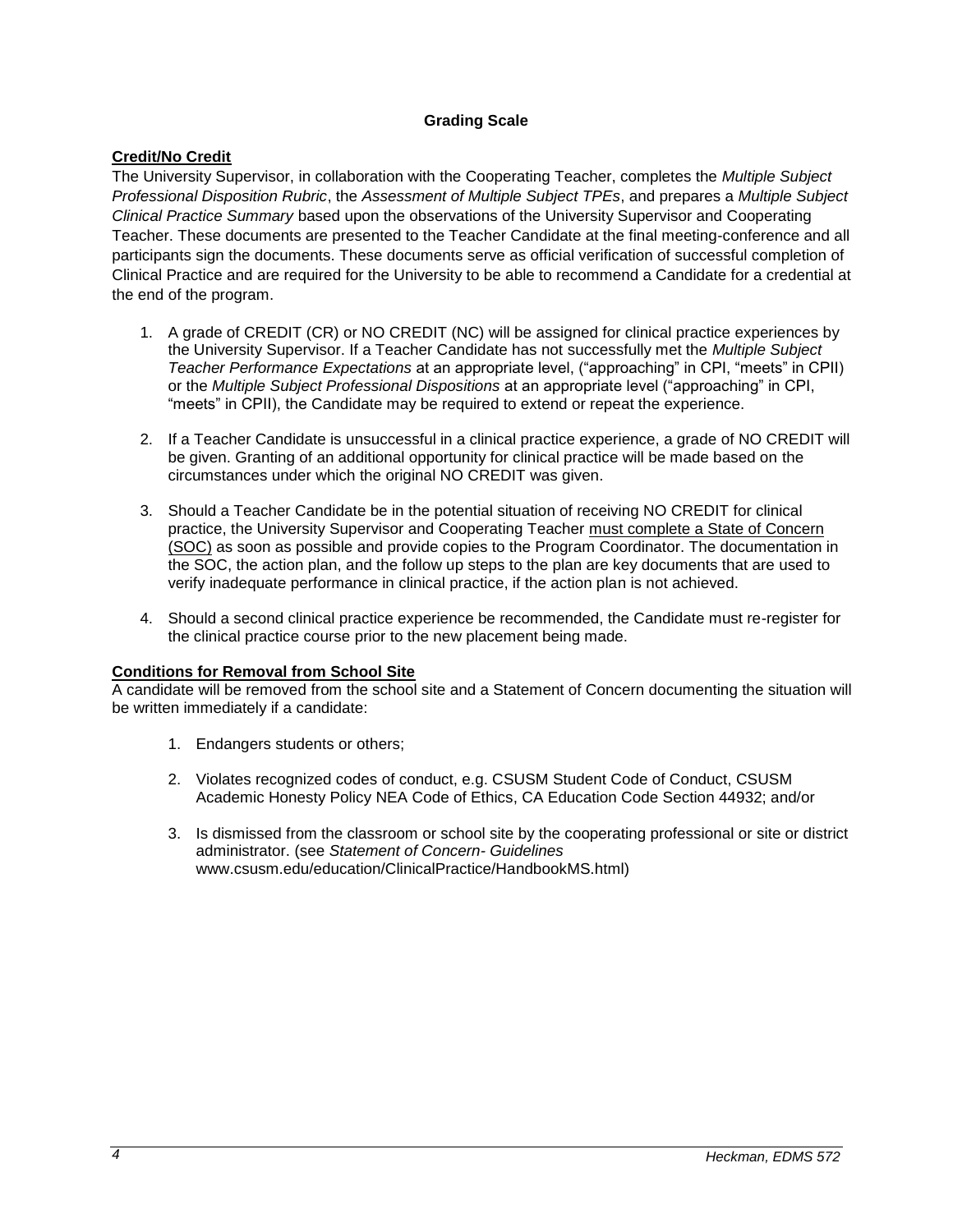## Grading Scale

**Credit/No Credit**

The University Supervisor, in collaboration with the Cooperating Teacher, completes the *Multiple Subject Professional Disposition Rubric*, the *Assessment of Multiple Subject TPEs*, and prepares a *Multiple Subject Clinical Practice Summary* based upon the observations of the University Supervisor and Cooperating Teacher. These documents are presented to the Teacher Candidate at the final meeting-conference and all participants sign the documents. These documents serve as official verification of successful completion of Clinical Practice and are required for the University to be able to recommend a Candidate for a credential at the end of the program.

1. A grade of CREDIT (CR) or NO CREDIT (NC) will be assigned for clinical practice experiences by the University Supervisor. If a Teacher Candidate has not successfully met the *Multiple Subject Teacher Performance Expectations* at an appropriate level, ("approaching" in CPI, "meets" in CPII) or the *Multiple Subject Professional Dispositions* at an appropriate level ("approaching" in CPI, "meets" in CPII), the Candidate may be required to extend or repeat the experience.

2. If a Teacher Candidate is unsuccessful in a clinical practice experience, a grade of NO CREDIT will be given. Granting of an additional opportunity for clinical practice will be made based on the circumstances under which the original NO CREDIT was given.

3. Should a Teacher Candidate be in the potential situation of receiving NO CREDIT for clinical practice, the University Supervisor and Cooperating Teacher must complete a State of Concern (SOC) as soon as possible and provide copies to the Program Coordinator. The documentation in the SOC, the action plan, and the follow up steps to the plan are key documents that are used to verify inadequate performance in clinical practice, if the action plan is not achieved.

4. Should a second clinical practice experience be recommended, the Candidate must re-register for the clinical practice course prior to the new placement being made.

**Conditions for Removal from School Site**

A candidate will be removed from the school site and a Statement of Concern documenting the situation will be written immediately if a candidate:

1. Endangers students or others;

2. Violates recognized codes of conduct, e.g. CSUSM Student Code of Conduct, CSUSM Academic Honesty Policy NEA Code of Ethics, CA Education Code Section 44932; and/or

3. Is dismissed from the classroom or school site by the cooperating professional or site or district administrator. (see *Statement of Concern- Guidelines* www.csusm.edu/education/ClinicalPractice/HandbookMS.html)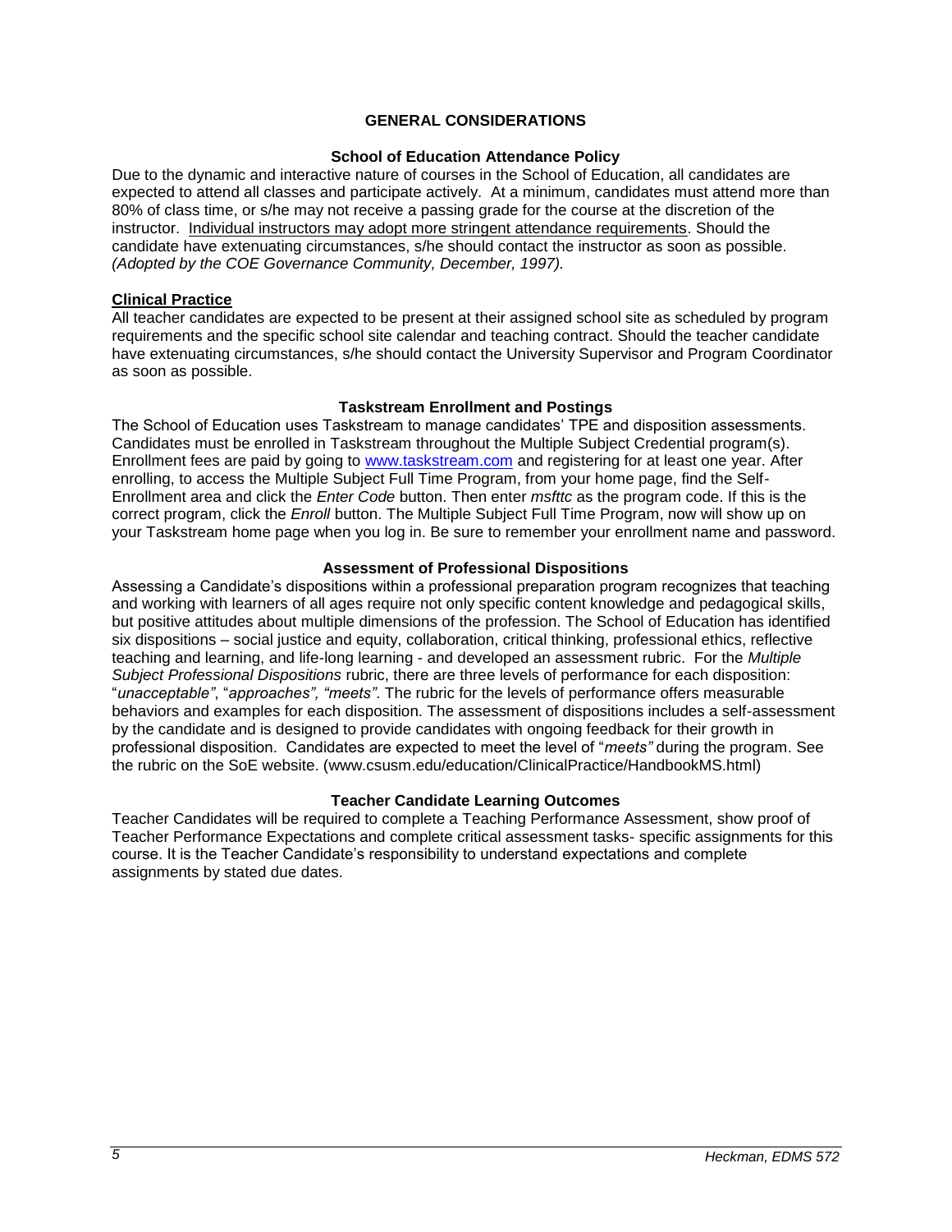## GENERAL CONSIDERATIONS

### School of Education Attendance Policy

Due to the dynamic and interactive nature of courses in the School of Education, all candidates are expected to attend all classes and participate actively. At a minimum, candidates must attend more than 80% of class time, or s/he may not receive a passing grade for the course at the discretion of the instructor. Individual instructors may adopt more stringent attendance requirements. Should the candidate have extenuating circumstances, s/he should contact the instructor as soon as possible. *(Adopted by the COE Governance Community, December, 1997).*

**Clinical Practice**

All teacher candidates are expected to be present at their assigned school site as scheduled by program requirements and the specific school site calendar and teaching contract. Should the teacher candidate have extenuating circumstances, s/he should contact the University Supervisor and Program Coordinator as soon as possible.

### Taskstream Enrollment and Postings

The School of Education uses Taskstream to manage candidates' TPE and disposition assessments. Candidates must be enrolled in Taskstream throughout the Multiple Subject Credential program(s). Enrollment fees are paid by going to www.taskstream.com and registering for at least one year. After enrolling, to access the Multiple Subject Full Time Program, from your home page, find the Self-Enrollment area and click the *Enter Code* button. Then enter *msfttc* as the program code. If this is the correct program, click the *Enroll* button. The Multiple Subject Full Time Program, now will show up on your Taskstream home page when you log in. Be sure to remember your enrollment name and password.

### Assessment of Professional Dispositions

Assessing a Candidate's dispositions within a professional preparation program recognizes that teaching and working with learners of all ages require not only specific content knowledge and pedagogical skills, but positive attitudes about multiple dimensions of the profession. The School of Education has identified six dispositions – social justice and equity, collaboration, critical thinking, professional ethics, reflective teaching and learning, and life-long learning - and developed an assessment rubric. For the *Multiple Subject Professional Dispositions* rubric, there are three levels of performance for each disposition: "*unacceptable"*, "*approaches", "meets"*. The rubric for the levels of performance offers measurable behaviors and examples for each disposition. The assessment of dispositions includes a self-assessment by the candidate and is designed to provide candidates with ongoing feedback for their growth in professional disposition. Candidates are expected to meet the level of "*meets"* during the program. See the rubric on the SoE website. (www.csusm.edu/education/ClinicalPractice/HandbookMS.html)

### Teacher Candidate Learning Outcomes

Teacher Candidates will be required to complete a Teaching Performance Assessment, show proof of Teacher Performance Expectations and complete critical assessment tasks- specific assignments for this course. It is the Teacher Candidate's responsibility to understand expectations and complete assignments by stated due dates.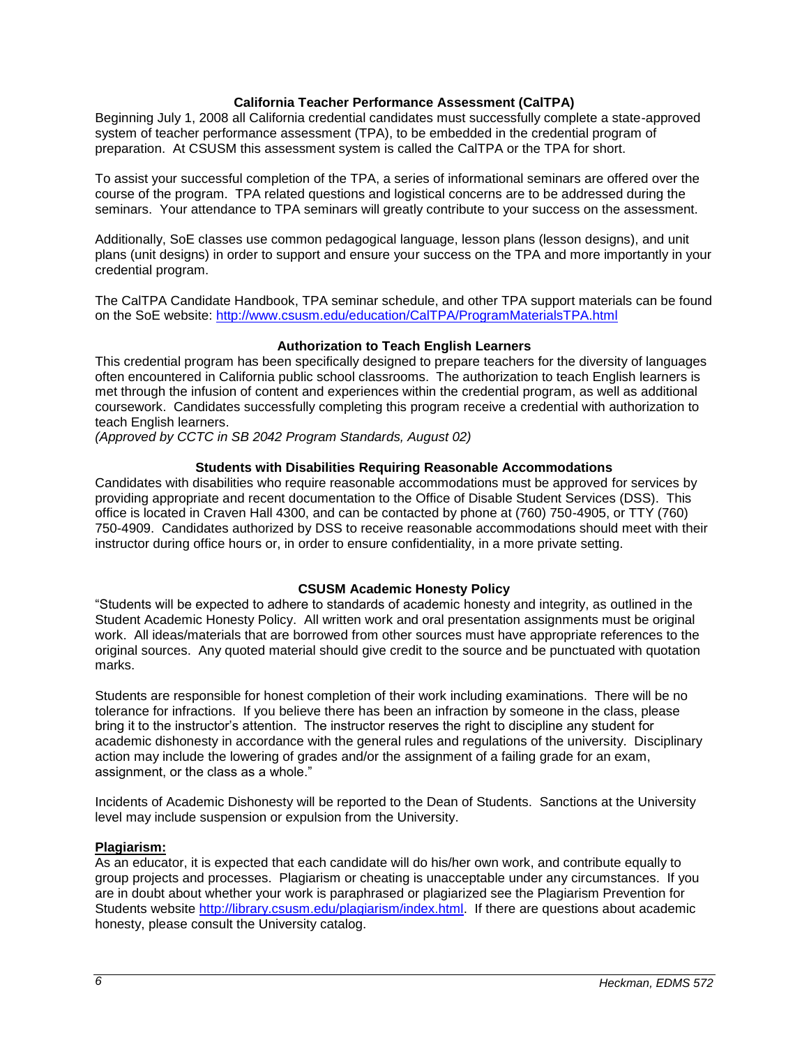### California Teacher Performance Assessment (CalTPA)

Beginning July 1, 2008 all California credential candidates must successfully complete a state-approved system of teacher performance assessment (TPA), to be embedded in the credential program of preparation. At CSUSM this assessment system is called the CalTPA or the TPA for short.

To assist your successful completion of the TPA, a series of informational seminars are offered over the course of the program. TPA related questions and logistical concerns are to be addressed during the seminars. Your attendance to TPA seminars will greatly contribute to your success on the assessment.

Additionally, SoE classes use common pedagogical language, lesson plans (lesson designs), and unit plans (unit designs) in order to support and ensure your success on the TPA and more importantly in your credential program.

The CalTPA Candidate Handbook, TPA seminar schedule, and other TPA support materials can be found on the SoE website: http://www.csusm.edu/education/CalTPA/ProgramMaterialsTPA.html

### Authorization to Teach English Learners

This credential program has been specifically designed to prepare teachers for the diversity of languages often encountered in California public school classrooms. The authorization to teach English learners is met through the infusion of content and experiences within the credential program, as well as additional coursework. Candidates successfully completing this program receive a credential with authorization to teach English learners.

*(Approved by CCTC in SB 2042 Program Standards, August 02)*

### Students with Disabilities Requiring Reasonable Accommodations

Candidates with disabilities who require reasonable accommodations must be approved for services by providing appropriate and recent documentation to the Office of Disable Student Services (DSS). This office is located in Craven Hall 4300, and can be contacted by phone at (760) 750-4905, or TTY (760) 750-4909. Candidates authorized by DSS to receive reasonable accommodations should meet with their instructor during office hours or, in order to ensure confidentiality, in a more private setting.

### CSUSM Academic Honesty Policy

"Students will be expected to adhere to standards of academic honesty and integrity, as outlined in the Student Academic Honesty Policy. All written work and oral presentation assignments must be original work. All ideas/materials that are borrowed from other sources must have appropriate references to the original sources. Any quoted material should give credit to the source and be punctuated with quotation marks.

Students are responsible for honest completion of their work including examinations. There will be no tolerance for infractions. If you believe there has been an infraction by someone in the class, please bring it to the instructor's attention. The instructor reserves the right to discipline any student for academic dishonesty in accordance with the general rules and regulations of the university. Disciplinary action may include the lowering of grades and/or the assignment of a failing grade for an exam, assignment, or the class as a whole."

Incidents of Academic Dishonesty will be reported to the Dean of Students. Sanctions at the University level may include suspension or expulsion from the University.

**Plagiarism:**

As an educator, it is expected that each candidate will do his/her own work, and contribute equally to group projects and processes. Plagiarism or cheating is unacceptable under any circumstances. If you are in doubt about whether your work is paraphrased or plagiarized see the Plagiarism Prevention for Students website http://library.csusm.edu/plagiarism/index.html. If there are questions about academic honesty, please consult the University catalog.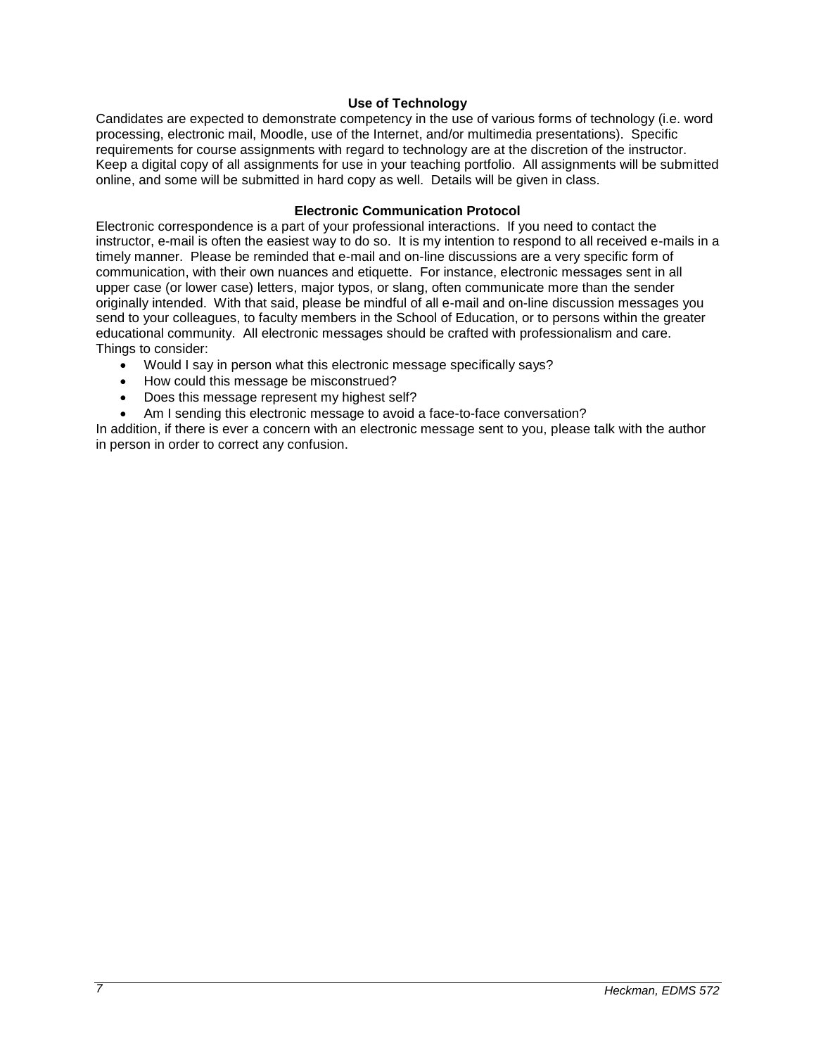### Use of Technology

Candidates are expected to demonstrate competency in the use of various forms of technology (i.e. word processing, electronic mail, Moodle, use of the Internet, and/or multimedia presentations). Specific requirements for course assignments with regard to technology are at the discretion of the instructor. Keep a digital copy of all assignments for use in your teaching portfolio. All assignments will be submitted online, and some will be submitted in hard copy as well. Details will be given in class.

### Electronic Communication Protocol

Electronic correspondence is a part of your professional interactions. If you need to contact the instructor, e-mail is often the easiest way to do so. It is my intention to respond to all received e-mails in a timely manner. Please be reminded that e-mail and on-line discussions are a very specific form of communication, with their own nuances and etiquette. For instance, electronic messages sent in all upper case (or lower case) letters, major typos, or slang, often communicate more than the sender originally intended. With that said, please be mindful of all e-mail and on-line discussion messages you send to your colleagues, to faculty members in the School of Education, or to persons within the greater educational community. All electronic messages should be crafted with professionalism and care.
Things to consider:

- Would I say in person what this electronic message specifically says?
- How could this message be misconstrued?
- Does this message represent my highest self?
- Am I sending this electronic message to avoid a face-to-face conversation?

In addition, if there is ever a concern with an electronic message sent to you, please talk with the author in person in order to correct any confusion.